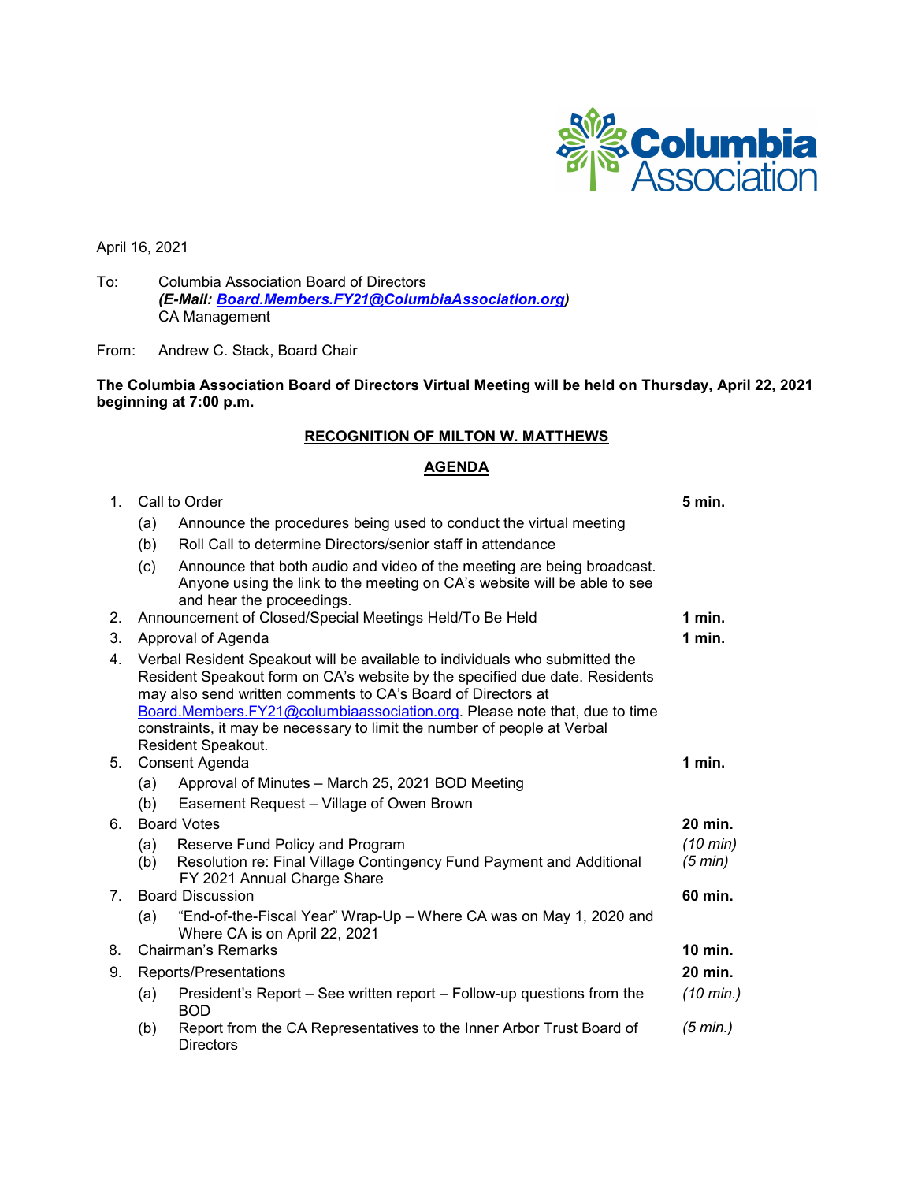Columbia Association

April 16, 2021

To: Columbia Association Board of Directors
***(E-Mail: [Board.Members.FY21@ColumbiaAssociation.org](mailto:Board.Members.FY21@ColumbiaAssociation.org))***
CA Management

From: Andrew C. Stack, Board Chair

**The Columbia Association Board of Directors Virtual Meeting will be held on Thursday, April 22, 2021 beginning at 7:00 p.m.**

## RECOGNITION OF MILTON W. MATTHEWS

## AGENDA

| | | | Time |
|---|---|---|---|
| 1. | Call to Order | | **5 min.** |
| | (a) | Announce the procedures being used to conduct the virtual meeting | |
| | (b) | Roll Call to determine Directors/senior staff in attendance | |
| | (c) | Announce that both audio and video of the meeting are being broadcast. Anyone using the link to the meeting on CA's website will be able to see and hear the proceedings. | |
| 2. | Announcement of Closed/Special Meetings Held/To Be Held | | **1 min.** |
| 3. | Approval of Agenda | | **1 min.** |
| 4. | Verbal Resident Speakout will be available to individuals who submitted the Resident Speakout form on CA's website by the specified due date. Residents may also send written comments to CA's Board of Directors at [Board.Members.FY21@columbiaassociation.org](mailto:Board.Members.FY21@columbiaassociation.org). Please note that, due to time constraints, it may be necessary to limit the number of people at Verbal Resident Speakout. | | |
| 5. | Consent Agenda | | **1 min.** |
| | (a) | Approval of Minutes – March 25, 2021 BOD Meeting | |
| | (b) | Easement Request – Village of Owen Brown | |
| 6. | Board Votes | | **20 min.** |
| | (a) | Reserve Fund Policy and Program | *(10 min)* |
| | (b) | Resolution re: Final Village Contingency Fund Payment and Additional FY 2021 Annual Charge Share | *(5 min)* |
| 7. | Board Discussion | | **60 min.** |
| | (a) | "End-of-the-Fiscal Year" Wrap-Up – Where CA was on May 1, 2020 and Where CA is on April 22, 2021 | |
| 8. | Chairman's Remarks | | **10 min.** |
| 9. | Reports/Presentations | | **20 min.** |
| | (a) | President's Report – See written report – Follow-up questions from the BOD | *(10 min.)* |
| | (b) | Report from the CA Representatives to the Inner Arbor Trust Board of Directors | *(5 min.)* |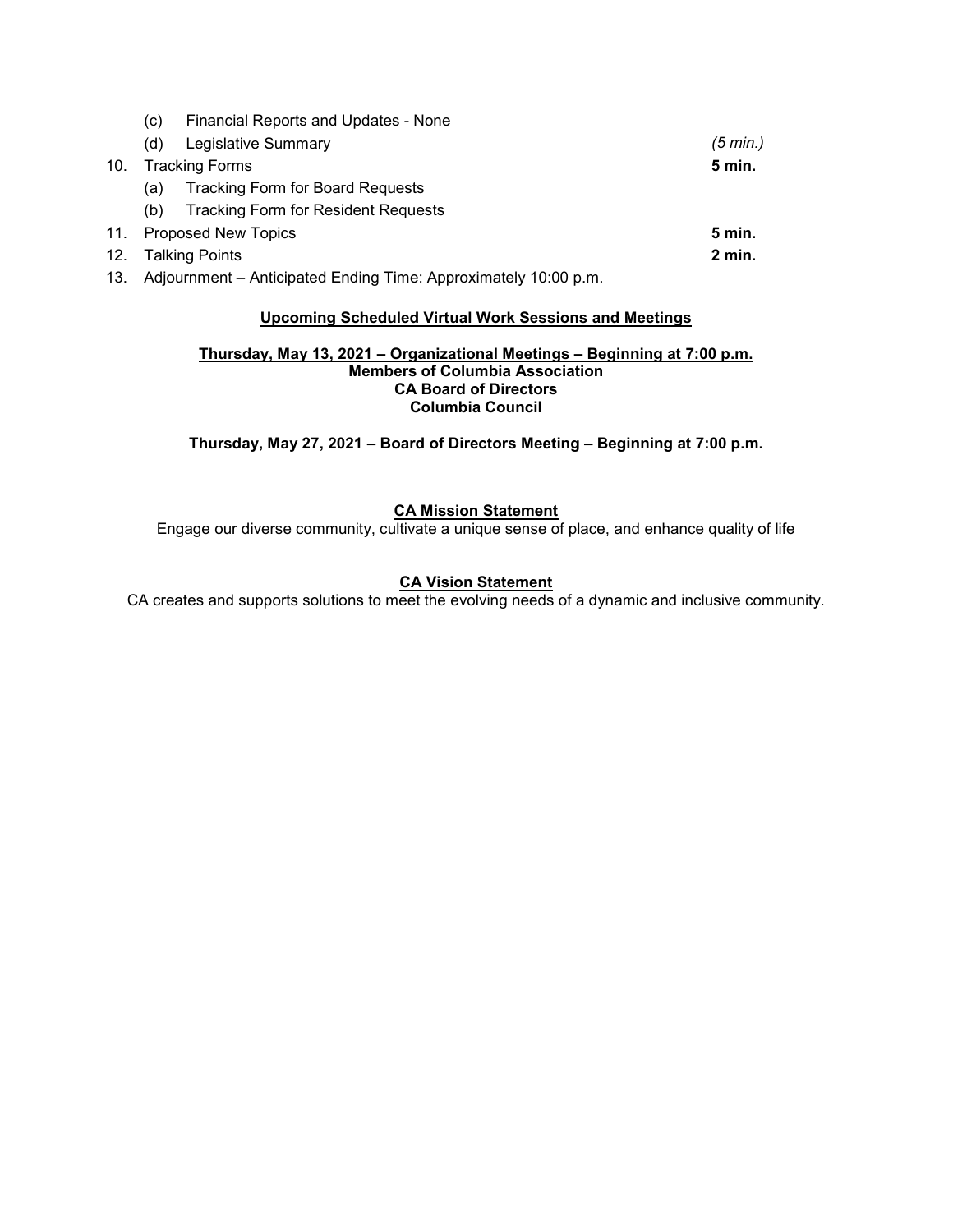(c) Financial Reports and Updates - None

(d) Legislative Summary *(5 min.)*

10. Tracking Forms **5 min.**

    (a) Tracking Form for Board Requests

    (b) Tracking Form for Resident Requests

11. Proposed New Topics **5 min.**

12. Talking Points **2 min.**

13. Adjournment – Anticipated Ending Time: Approximately 10:00 p.m.

**Upcoming Scheduled Virtual Work Sessions and Meetings**

**Thursday, May 13, 2021 – Organizational Meetings – Beginning at 7:00 p.m.**
**Members of Columbia Association**
**CA Board of Directors**
**Columbia Council**

**Thursday, May 27, 2021 – Board of Directors Meeting – Beginning at 7:00 p.m.**

**CA Mission Statement**

Engage our diverse community, cultivate a unique sense of place, and enhance quality of life

**CA Vision Statement**

CA creates and supports solutions to meet the evolving needs of a dynamic and inclusive community.